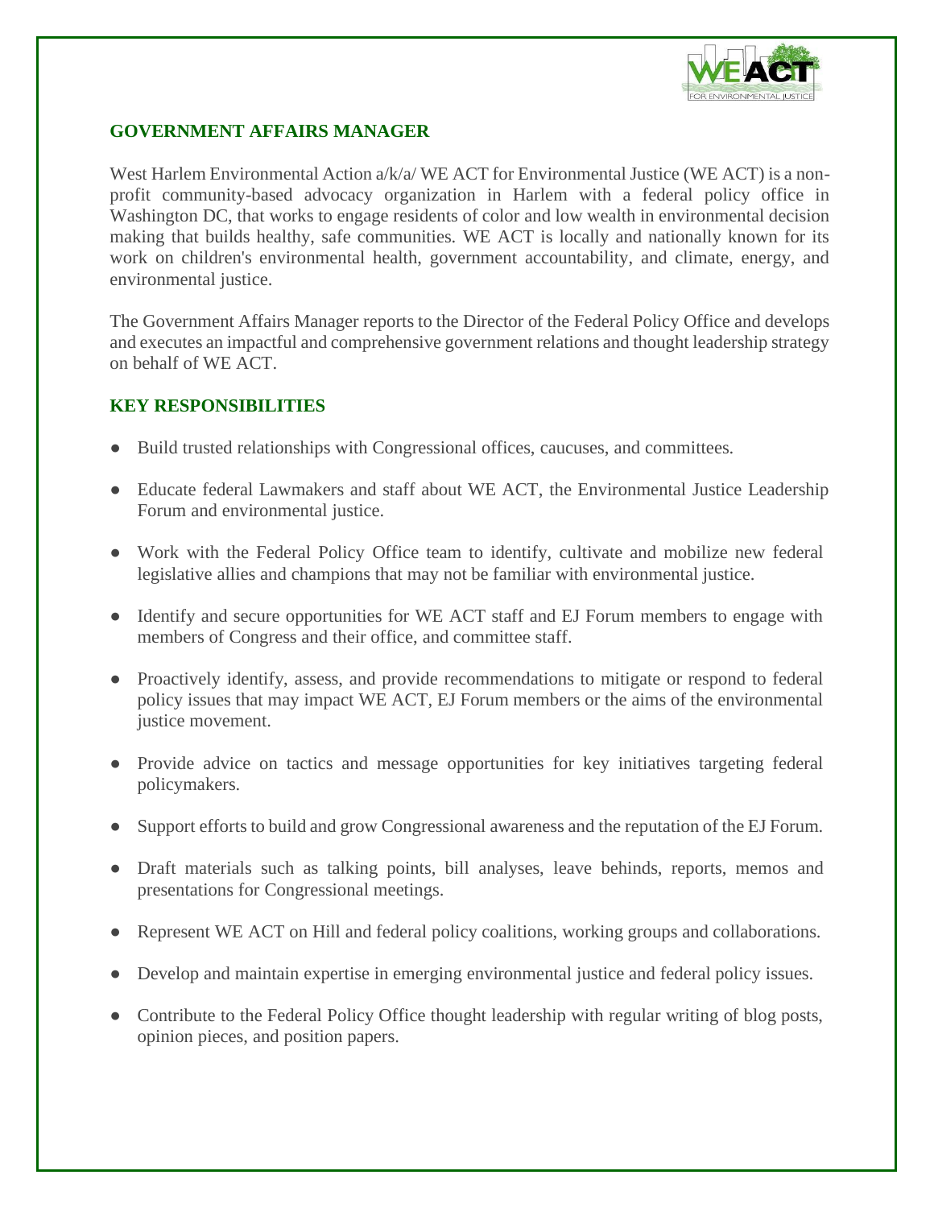## GOVERNMENT AFFAIRS MANAGER

West Harlem Environmental Action a/k/a/ WE ACT for Environmental Justice (WE ACT) is a non-profit community-based advocacy organization in Harlem with a federal policy office in Washington DC, that works to engage residents of color and low wealth in environmental decision making that builds healthy, safe communities. WE ACT is locally and nationally known for its work on children's environmental health, government accountability, and climate, energy, and environmental justice.

The Government Affairs Manager reports to the Director of the Federal Policy Office and develops and executes an impactful and comprehensive government relations and thought leadership strategy on behalf of WE ACT.

## KEY RESPONSIBILITIES

- Build trusted relationships with Congressional offices, caucuses, and committees.
- Educate federal Lawmakers and staff about WE ACT, the Environmental Justice Leadership Forum and environmental justice.
- Work with the Federal Policy Office team to identify, cultivate and mobilize new federal legislative allies and champions that may not be familiar with environmental justice.
- Identify and secure opportunities for WE ACT staff and EJ Forum members to engage with members of Congress and their office, and committee staff.
- Proactively identify, assess, and provide recommendations to mitigate or respond to federal policy issues that may impact WE ACT, EJ Forum members or the aims of the environmental justice movement.
- Provide advice on tactics and message opportunities for key initiatives targeting federal policymakers.
- Support efforts to build and grow Congressional awareness and the reputation of the EJ Forum.
- Draft materials such as talking points, bill analyses, leave behinds, reports, memos and presentations for Congressional meetings.
- Represent WE ACT on Hill and federal policy coalitions, working groups and collaborations.
- Develop and maintain expertise in emerging environmental justice and federal policy issues.
- Contribute to the Federal Policy Office thought leadership with regular writing of blog posts, opinion pieces, and position papers.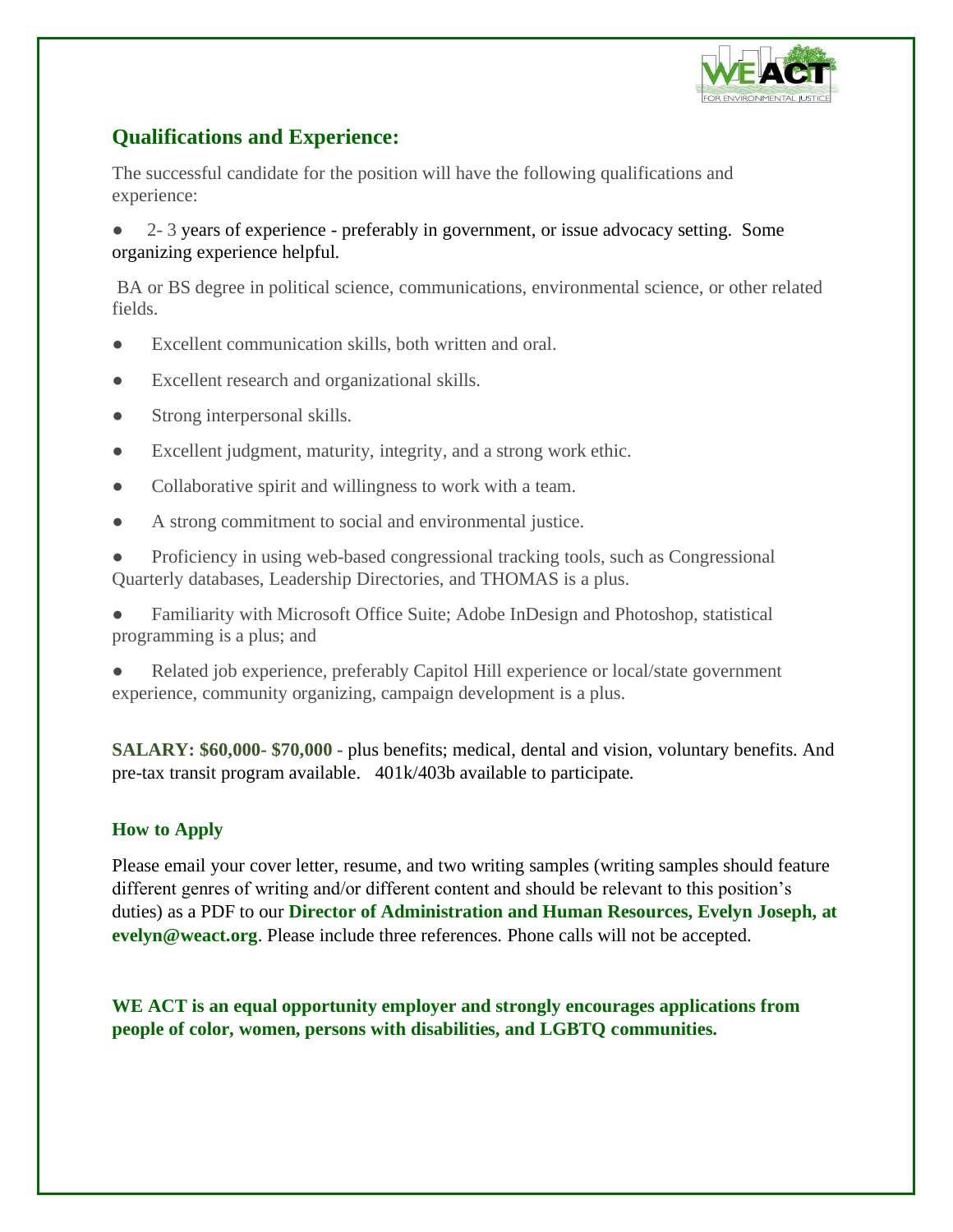## Qualifications and Experience:

The successful candidate for the position will have the following qualifications and experience:

- 2- 3 years of experience - preferably in government, or issue advocacy setting. Some organizing experience helpful.

BA or BS degree in political science, communications, environmental science, or other related fields.

- Excellent communication skills, both written and oral.
- Excellent research and organizational skills.
- Strong interpersonal skills.
- Excellent judgment, maturity, integrity, and a strong work ethic.
- Collaborative spirit and willingness to work with a team.
- A strong commitment to social and environmental justice.
- Proficiency in using web-based congressional tracking tools, such as Congressional Quarterly databases, Leadership Directories, and THOMAS is a plus.
- Familiarity with Microsoft Office Suite; Adobe InDesign and Photoshop, statistical programming is a plus; and
- Related job experience, preferably Capitol Hill experience or local/state government experience, community organizing, campaign development is a plus.

**SALARY: $60,000- $70,000 -** plus benefits; medical, dental and vision, voluntary benefits. And pre-tax transit program available. 401k/403b available to participate.

### How to Apply

Please email your cover letter, resume, and two writing samples (writing samples should feature different genres of writing and/or different content and should be relevant to this position's duties) as a PDF to our **Director of Administration and Human Resources, Evelyn Joseph, at evelyn@weact.org**. Please include three references. Phone calls will not be accepted.

**WE ACT is an equal opportunity employer and strongly encourages applications from people of color, women, persons with disabilities, and LGBTQ communities.**